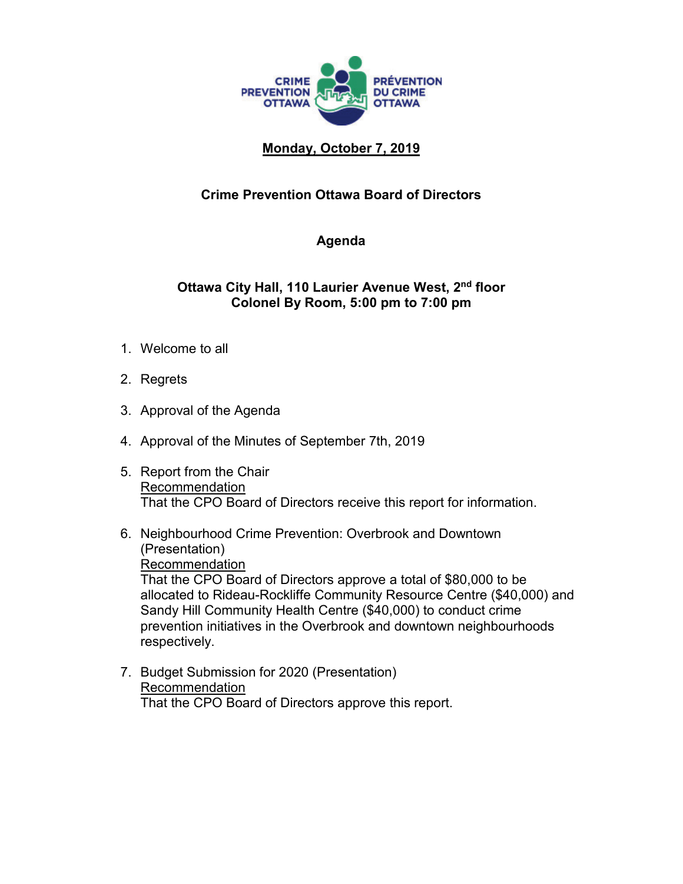CRIME PREVENTION OTTAWA
PRÉVENTION DU CRIME OTTAWA

**Monday, October 7, 2019**

## Crime Prevention Ottawa Board of Directors

## Agenda

**Ottawa City Hall, 110 Laurier Avenue West, 2nd floor**
**Colonel By Room, 5:00 pm to 7:00 pm**

1. Welcome to all

2. Regrets

3. Approval of the Agenda

4. Approval of the Minutes of September 7th, 2019

5. Report from the Chair
   Recommendation
   That the CPO Board of Directors receive this report for information.

6. Neighbourhood Crime Prevention: Overbrook and Downtown (Presentation)
   Recommendation
   That the CPO Board of Directors approve a total of $80,000 to be allocated to Rideau-Rockliffe Community Resource Centre ($40,000) and Sandy Hill Community Health Centre ($40,000) to conduct crime prevention initiatives in the Overbrook and downtown neighbourhoods respectively.

7. Budget Submission for 2020 (Presentation)
   Recommendation
   That the CPO Board of Directors approve this report.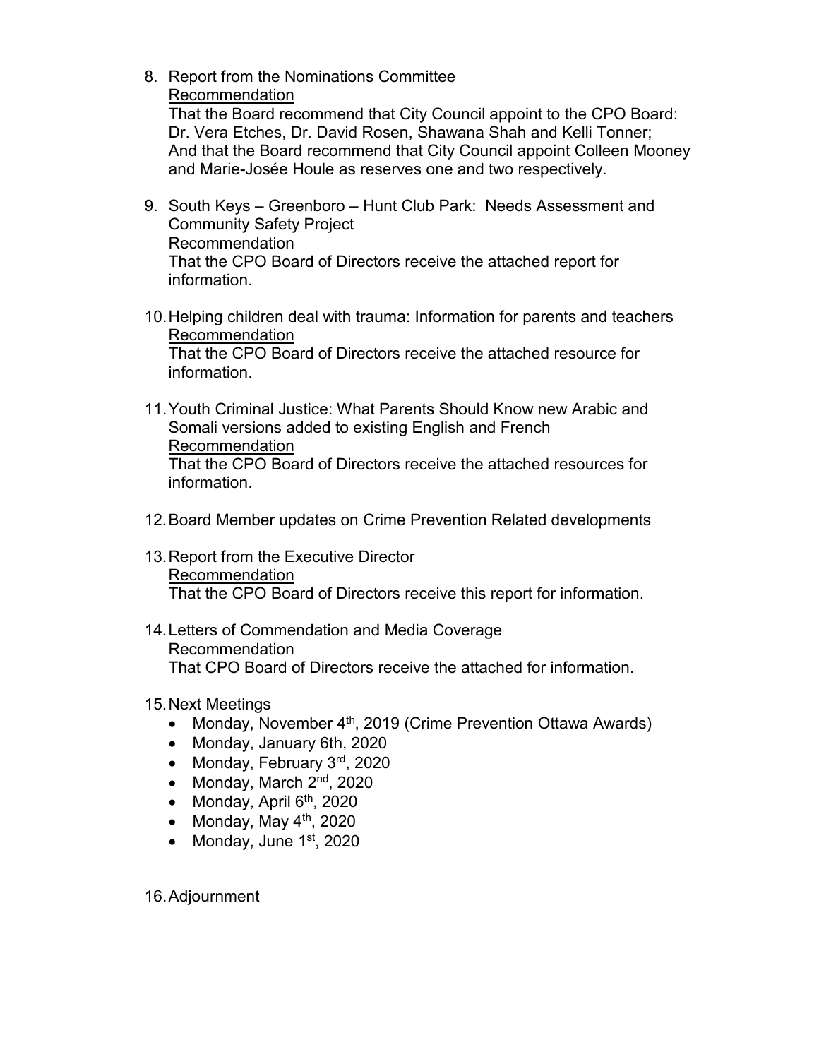8. Report from the Nominations Committee
   <u>Recommendation</u>
   That the Board recommend that City Council appoint to the CPO Board: Dr. Vera Etches, Dr. David Rosen, Shawana Shah and Kelli Tonner;
   And that the Board recommend that City Council appoint Colleen Mooney and Marie-Josée Houle as reserves one and two respectively.

9. South Keys – Greenboro – Hunt Club Park: Needs Assessment and Community Safety Project
   <u>Recommendation</u>
   That the CPO Board of Directors receive the attached report for information.

10. Helping children deal with trauma: Information for parents and teachers
    <u>Recommendation</u>
    That the CPO Board of Directors receive the attached resource for information.

11. Youth Criminal Justice: What Parents Should Know new Arabic and Somali versions added to existing English and French
    <u>Recommendation</u>
    That the CPO Board of Directors receive the attached resources for information.

12. Board Member updates on Crime Prevention Related developments

13. Report from the Executive Director
    <u>Recommendation</u>
    That the CPO Board of Directors receive this report for information.

14. Letters of Commendation and Media Coverage
    <u>Recommendation</u>
    That CPO Board of Directors receive the attached for information.

15. Next Meetings
    - Monday, November 4th, 2019 (Crime Prevention Ottawa Awards)
    - Monday, January 6th, 2020
    - Monday, February 3rd, 2020
    - Monday, March 2nd, 2020
    - Monday, April 6th, 2020
    - Monday, May 4th, 2020
    - Monday, June 1st, 2020

16. Adjournment